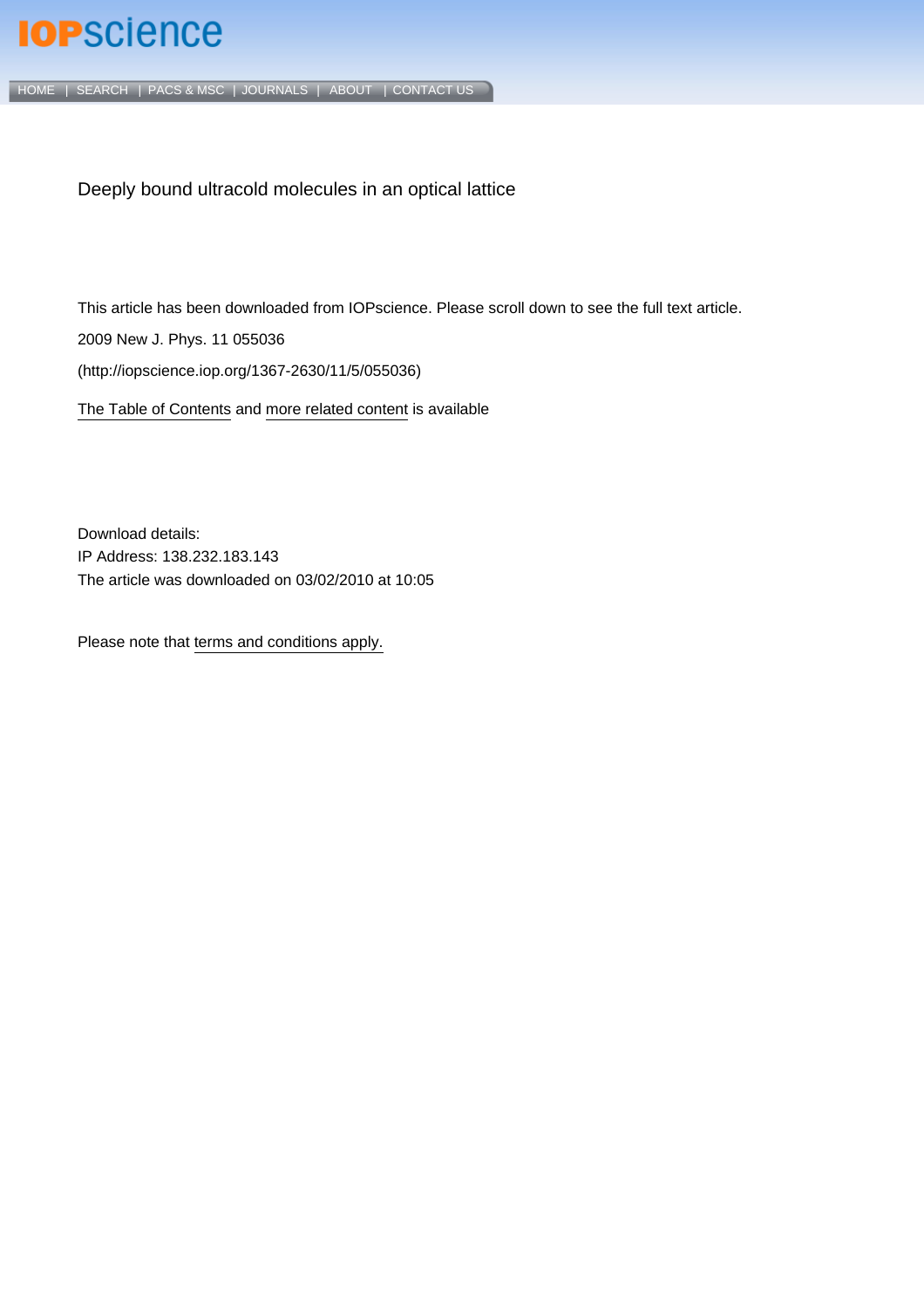Deeply bound ultracold molecules in an optical lattice

This article has been downloaded from IOPscience. Please scroll down to see the full text article.

2009 New J. Phys. 11 055036

(http://iopscience.iop.org/1367-2630/11/5/055036)

The Table of Contents and more related content is available

Download details:
IP Address: 138.232.183.143
The article was downloaded on 03/02/2010 at 10:05

Please note that terms and conditions apply.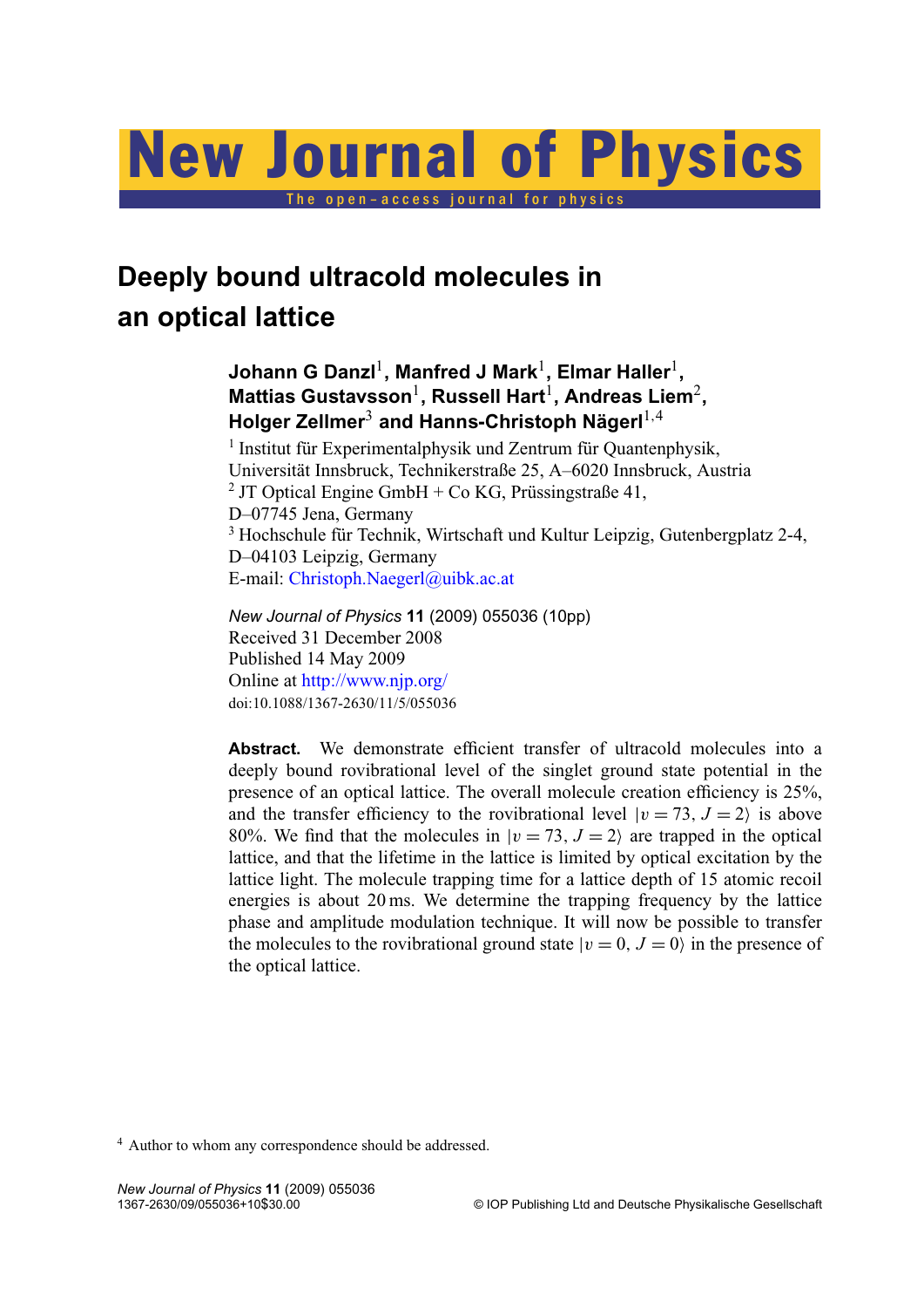# Deeply bound ultracold molecules in an optical lattice

**Johann G Danzl[1], Manfred J Mark[1], Elmar Haller[1], Mattias Gustavsson[1], Russell Hart[1], Andreas Liem[2], Holger Zellmer[3] and Hanns-Christoph Nägerl[1,4]**

[1] Institut für Experimentalphysik und Zentrum für Quantenphysik, Universität Innsbruck, Technikerstraße 25, A–6020 Innsbruck, Austria
[2] JT Optical Engine GmbH + Co KG, Prüssingstraße 41, D–07745 Jena, Germany
[3] Hochschule für Technik, Wirtschaft und Kultur Leipzig, Gutenbergplatz 2-4, D–04103 Leipzig, Germany
E-mail: Christoph.Naegerl@uibk.ac.at

*New Journal of Physics* **11** (2009) 055036 (10pp)
Received 31 December 2008
Published 14 May 2009
Online at http://www.njp.org/
doi:10.1088/1367-2630/11/5/055036

**Abstract.** We demonstrate efficient transfer of ultracold molecules into a deeply bound rovibrational level of the singlet ground state potential in the presence of an optical lattice. The overall molecule creation efficiency is 25%, and the transfer efficiency to the rovibrational level $|v = 73, J = 2\rangle$ is above 80%. We find that the molecules in $|v = 73, J = 2\rangle$ are trapped in the optical lattice, and that the lifetime in the lattice is limited by optical excitation by the lattice light. The molecule trapping time for a lattice depth of 15 atomic recoil energies is about 20 ms. We determine the trapping frequency by the lattice phase and amplitude modulation technique. It will now be possible to transfer the molecules to the rovibrational ground state $|v = 0, J = 0\rangle$ in the presence of the optical lattice.

[4] Author to whom any correspondence should be addressed.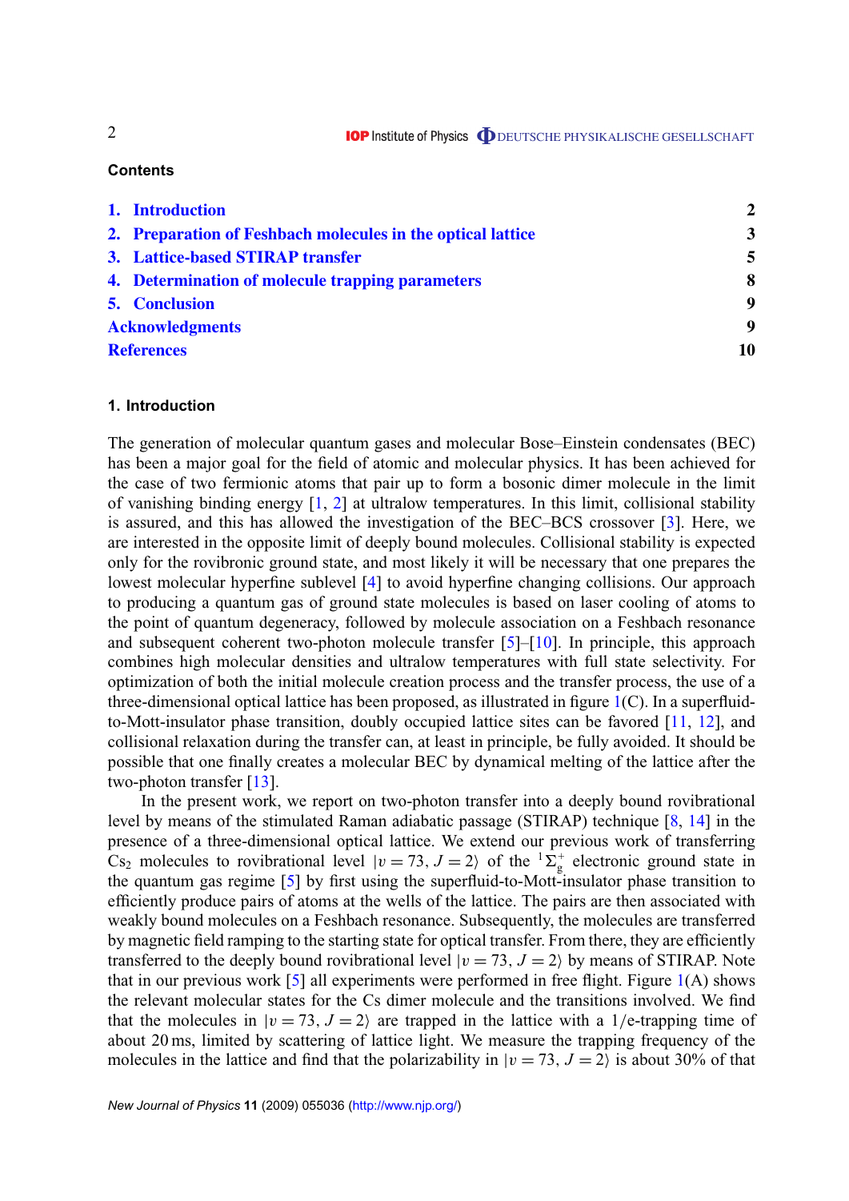## Contents

| | |
|---|---|
| **1. Introduction** | **2** |
| **2. Preparation of Feshbach molecules in the optical lattice** | **3** |
| **3. Lattice-based STIRAP transfer** | **5** |
| **4. Determination of molecule trapping parameters** | **8** |
| **5. Conclusion** | **9** |
| **Acknowledgments** | **9** |
| **References** | **10** |

## 1. Introduction

The generation of molecular quantum gases and molecular Bose–Einstein condensates (BEC) has been a major goal for the field of atomic and molecular physics. It has been achieved for the case of two fermionic atoms that pair up to form a bosonic dimer molecule in the limit of vanishing binding energy [1, 2] at ultralow temperatures. In this limit, collisional stability is assured, and this has allowed the investigation of the BEC–BCS crossover [3]. Here, we are interested in the opposite limit of deeply bound molecules. Collisional stability is expected only for the rovibronic ground state, and most likely it will be necessary that one prepares the lowest molecular hyperfine sublevel [4] to avoid hyperfine changing collisions. Our approach to producing a quantum gas of ground state molecules is based on laser cooling of atoms to the point of quantum degeneracy, followed by molecule association on a Feshbach resonance and subsequent coherent two-photon molecule transfer [5]–[10]. In principle, this approach combines high molecular densities and ultralow temperatures with full state selectivity. For optimization of both the initial molecule creation process and the transfer process, the use of a three-dimensional optical lattice has been proposed, as illustrated in figure 1(C). In a superfluid-to-Mott-insulator phase transition, doubly occupied lattice sites can be favored [11, 12], and collisional relaxation during the transfer can, at least in principle, be fully avoided. It should be possible that one finally creates a molecular BEC by dynamical melting of the lattice after the two-photon transfer [13].

In the present work, we report on two-photon transfer into a deeply bound rovibrational level by means of the stimulated Raman adiabatic passage (STIRAP) technique [8, 14] in the presence of a three-dimensional optical lattice. We extend our previous work of transferring $Cs_2$ molecules to rovibrational level $|v = 73, J = 2\rangle$ of the ${}^1\Sigma_g^+$ electronic ground state in the quantum gas regime [5] by first using the superfluid-to-Mott-insulator phase transition to efficiently produce pairs of atoms at the wells of the lattice. The pairs are then associated with weakly bound molecules on a Feshbach resonance. Subsequently, the molecules are transferred by magnetic field ramping to the starting state for optical transfer. From there, they are efficiently transferred to the deeply bound rovibrational level $|v = 73, J = 2\rangle$ by means of STIRAP. Note that in our previous work [5] all experiments were performed in free flight. Figure 1(A) shows the relevant molecular states for the Cs dimer molecule and the transitions involved. We find that the molecules in $|v = 73, J = 2\rangle$ are trapped in the lattice with a $1/e$-trapping time of about 20 ms, limited by scattering of lattice light. We measure the trapping frequency of the molecules in the lattice and find that the polarizability in $|v = 73, J = 2\rangle$ is about 30% of that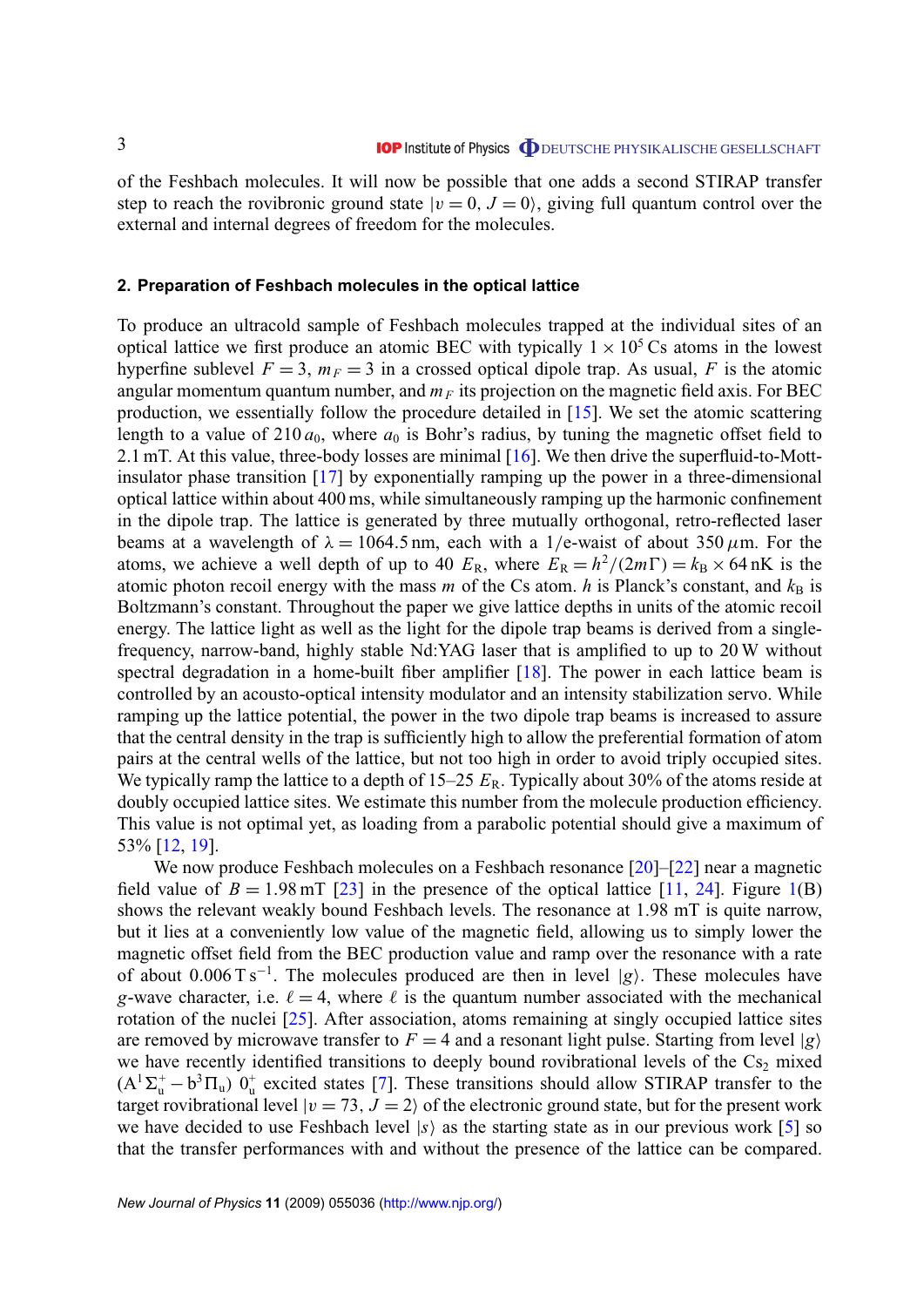of the Feshbach molecules. It will now be possible that one adds a second STIRAP transfer step to reach the rovibronic ground state $|v = 0, J = 0\rangle$, giving full quantum control over the external and internal degrees of freedom for the molecules.

## 2. Preparation of Feshbach molecules in the optical lattice

To produce an ultracold sample of Feshbach molecules trapped at the individual sites of an optical lattice we first produce an atomic BEC with typically $1 \times 10^5$ Cs atoms in the lowest hyperfine sublevel $F = 3$, $m_F = 3$ in a crossed optical dipole trap. As usual, $F$ is the atomic angular momentum quantum number, and $m_F$ its projection on the magnetic field axis. For BEC production, we essentially follow the procedure detailed in [15]. We set the atomic scattering length to a value of $210\,a_0$, where $a_0$ is Bohr's radius, by tuning the magnetic offset field to 2.1 mT. At this value, three-body losses are minimal [16]. We then drive the superfluid-to-Mott-insulator phase transition [17] by exponentially ramping up the power in a three-dimensional optical lattice within about 400 ms, while simultaneously ramping up the harmonic confinement in the dipole trap. The lattice is generated by three mutually orthogonal, retro-reflected laser beams at a wavelength of $\lambda = 1064.5$ nm, each with a 1/e-waist of about 350 $\mu$m. For the atoms, we achieve a well depth of up to 40 $E_R$, where $E_R = h^2/(2m\Gamma) = k_B \times 64$ nK is the atomic photon recoil energy with the mass $m$ of the Cs atom. $h$ is Planck's constant, and $k_B$ is Boltzmann's constant. Throughout the paper we give lattice depths in units of the atomic recoil energy. The lattice light as well as the light for the dipole trap beams is derived from a single-frequency, narrow-band, highly stable Nd:YAG laser that is amplified to up to 20 W without spectral degradation in a home-built fiber amplifier [18]. The power in each lattice beam is controlled by an acousto-optical intensity modulator and an intensity stabilization servo. While ramping up the lattice potential, the power in the two dipole trap beams is increased to assure that the central density in the trap is sufficiently high to allow the preferential formation of atom pairs at the central wells of the lattice, but not too high in order to avoid triply occupied sites. We typically ramp the lattice to a depth of 15–25 $E_R$. Typically about 30% of the atoms reside at doubly occupied lattice sites. We estimate this number from the molecule production efficiency. This value is not optimal yet, as loading from a parabolic potential should give a maximum of 53% [12, 19].

We now produce Feshbach molecules on a Feshbach resonance [20]–[22] near a magnetic field value of $B = 1.98$ mT [23] in the presence of the optical lattice [11, 24]. Figure 1(B) shows the relevant weakly bound Feshbach levels. The resonance at 1.98 mT is quite narrow, but it lies at a conveniently low value of the magnetic field, allowing us to simply lower the magnetic offset field from the BEC production value and ramp over the resonance with a rate of about 0.006 T s$^{-1}$. The molecules produced are then in level $|g\rangle$. These molecules have $g$-wave character, i.e. $\ell = 4$, where $\ell$ is the quantum number associated with the mechanical rotation of the nuclei [25]. After association, atoms remaining at singly occupied lattice sites are removed by microwave transfer to $F = 4$ and a resonant light pulse. Starting from level $|g\rangle$ we have recently identified transitions to deeply bound rovibrational levels of the $Cs_2$ mixed $(A^1\Sigma_u^+ - b^3\Pi_u)\ 0_u^+$ excited states [7]. These transitions should allow STIRAP transfer to the target rovibrational level $|v = 73, J = 2\rangle$ of the electronic ground state, but for the present work we have decided to use Feshbach level $|s\rangle$ as the starting state as in our previous work [5] so that the transfer performances with and without the presence of the lattice can be compared.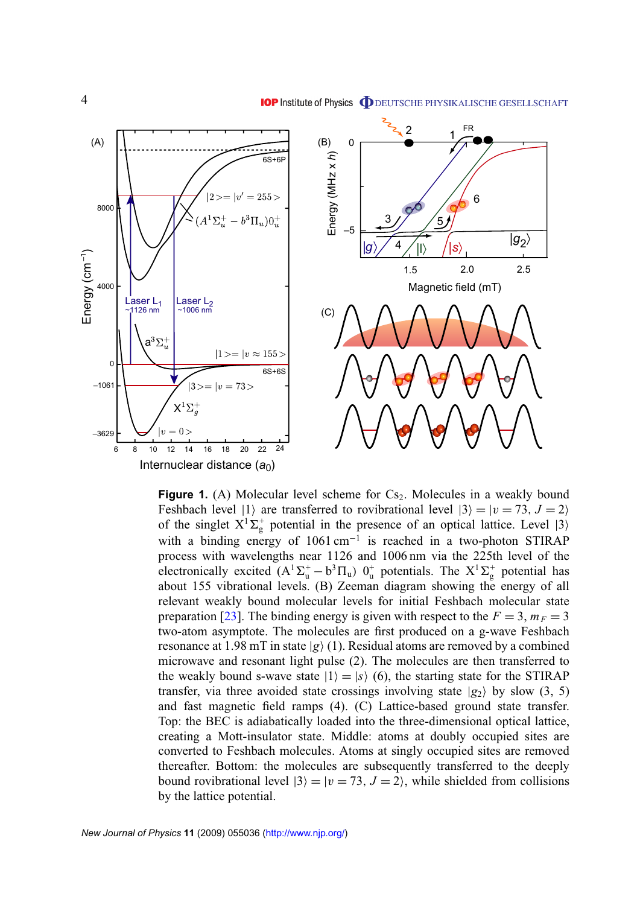**Figure 1.** (A) Molecular level scheme for $Cs_2$. Molecules in a weakly bound Feshbach level $|1\rangle$ are transferred to rovibrational level $|3\rangle = |v = 73, J = 2\rangle$ of the singlet $X^1\Sigma_g^+$ potential in the presence of an optical lattice. Level $|3\rangle$ with a binding energy of $1061\,\mathrm{cm}^{-1}$ is reached in a two-photon STIRAP process with wavelengths near 1126 and 1006 nm via the 225th level of the electronically excited $(A^1\Sigma_u^+ - b^3\Pi_u)\ 0_u^+$ potentials. The $X^1\Sigma_g^+$ potential has about 155 vibrational levels. (B) Zeeman diagram showing the energy of all relevant weakly bound molecular levels for initial Feshbach molecular state preparation [23]. The binding energy is given with respect to the $F = 3, m_F = 3$ two-atom asymptote. The molecules are first produced on a g-wave Feshbach resonance at 1.98 mT in state $|g\rangle$ (1). Residual atoms are removed by a combined microwave and resonant light pulse (2). The molecules are then transferred to the weakly bound s-wave state $|1\rangle = |s\rangle$ (6), the starting state for the STIRAP transfer, via three avoided state crossings involving state $|g_2\rangle$ by slow (3, 5) and fast magnetic field ramps (4). (C) Lattice-based ground state transfer. Top: the BEC is adiabatically loaded into the three-dimensional optical lattice, creating a Mott-insulator state. Middle: atoms at doubly occupied sites are converted to Feshbach molecules. Atoms at singly occupied sites are removed thereafter. Bottom: the molecules are subsequently transferred to the deeply bound rovibrational level $|3\rangle = |v = 73, J = 2\rangle$, while shielded from collisions by the lattice potential.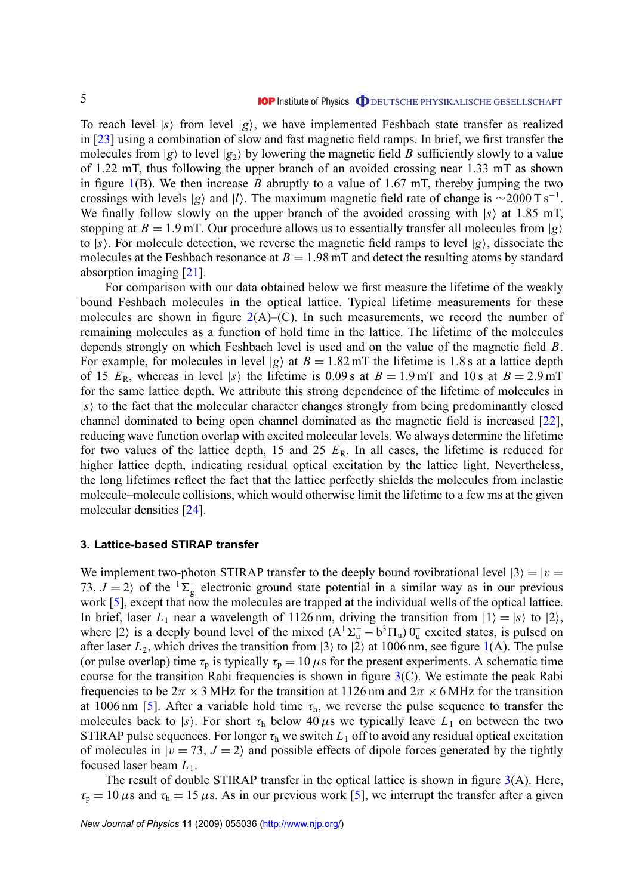To reach level $|s\rangle$ from level $|g\rangle$, we have implemented Feshbach state transfer as realized in [23] using a combination of slow and fast magnetic field ramps. In brief, we first transfer the molecules from $|g\rangle$ to level $|g_2\rangle$ by lowering the magnetic field $B$ sufficiently slowly to a value of 1.22 mT, thus following the upper branch of an avoided crossing near 1.33 mT as shown in figure 1(B). We then increase $B$ abruptly to a value of 1.67 mT, thereby jumping the two crossings with levels $|g\rangle$ and $|l\rangle$. The maximum magnetic field rate of change is $\sim$2000 T s$^{-1}$. We finally follow slowly on the upper branch of the avoided crossing with $|s\rangle$ at 1.85 mT, stopping at $B = 1.9$ mT. Our procedure allows us to essentially transfer all molecules from $|g\rangle$ to $|s\rangle$. For molecule detection, we reverse the magnetic field ramps to level $|g\rangle$, dissociate the molecules at the Feshbach resonance at $B = 1.98$ mT and detect the resulting atoms by standard absorption imaging [21].

For comparison with our data obtained below we first measure the lifetime of the weakly bound Feshbach molecules in the optical lattice. Typical lifetime measurements for these molecules are shown in figure 2(A)–(C). In such measurements, we record the number of remaining molecules as a function of hold time in the lattice. The lifetime of the molecules depends strongly on which Feshbach level is used and on the value of the magnetic field $B$. For example, for molecules in level $|g\rangle$ at $B = 1.82$ mT the lifetime is 1.8 s at a lattice depth of 15 $E_R$, whereas in level $|s\rangle$ the lifetime is 0.09 s at $B = 1.9$ mT and 10 s at $B = 2.9$ mT for the same lattice depth. We attribute this strong dependence of the lifetime of molecules in $|s\rangle$ to the fact that the molecular character changes strongly from being predominantly closed channel dominated to being open channel dominated as the magnetic field is increased [22], reducing wave function overlap with excited molecular levels. We always determine the lifetime for two values of the lattice depth, 15 and 25 $E_R$. In all cases, the lifetime is reduced for higher lattice depth, indicating residual optical excitation by the lattice light. Nevertheless, the long lifetimes reflect the fact that the lattice perfectly shields the molecules from inelastic molecule–molecule collisions, which would otherwise limit the lifetime to a few ms at the given molecular densities [24].

## 3. Lattice-based STIRAP transfer

We implement two-photon STIRAP transfer to the deeply bound rovibrational level $|3\rangle = |v = 73, J = 2\rangle$ of the $^1\Sigma_g^+$ electronic ground state potential in a similar way as in our previous work [5], except that now the molecules are trapped at the individual wells of the optical lattice. In brief, laser $L_1$ near a wavelength of 1126 nm, driving the transition from $|1\rangle = |s\rangle$ to $|2\rangle$, where $|2\rangle$ is a deeply bound level of the mixed $(A^1\Sigma_u^+ - b^3\Pi_u)\, 0_u^+$ excited states, is pulsed on after laser $L_2$, which drives the transition from $|3\rangle$ to $|2\rangle$ at 1006 nm, see figure 1(A). The pulse (or pulse overlap) time $\tau_p$ is typically $\tau_p = 10\,\mu$s for the present experiments. A schematic time course for the transition Rabi frequencies is shown in figure 3(C). We estimate the peak Rabi frequencies to be $2\pi \times 3$ MHz for the transition at 1126 nm and $2\pi \times 6$ MHz for the transition at 1006 nm [5]. After a variable hold time $\tau_h$, we reverse the pulse sequence to transfer the molecules back to $|s\rangle$. For short $\tau_h$ below 40 $\mu$s we typically leave $L_1$ on between the two STIRAP pulse sequences. For longer $\tau_h$ we switch $L_1$ off to avoid any residual optical excitation of molecules in $|v = 73, J = 2\rangle$ and possible effects of dipole forces generated by the tightly focused laser beam $L_1$.

The result of double STIRAP transfer in the optical lattice is shown in figure 3(A). Here, $\tau_p = 10\,\mu$s and $\tau_h = 15\,\mu$s. As in our previous work [5], we interrupt the transfer after a given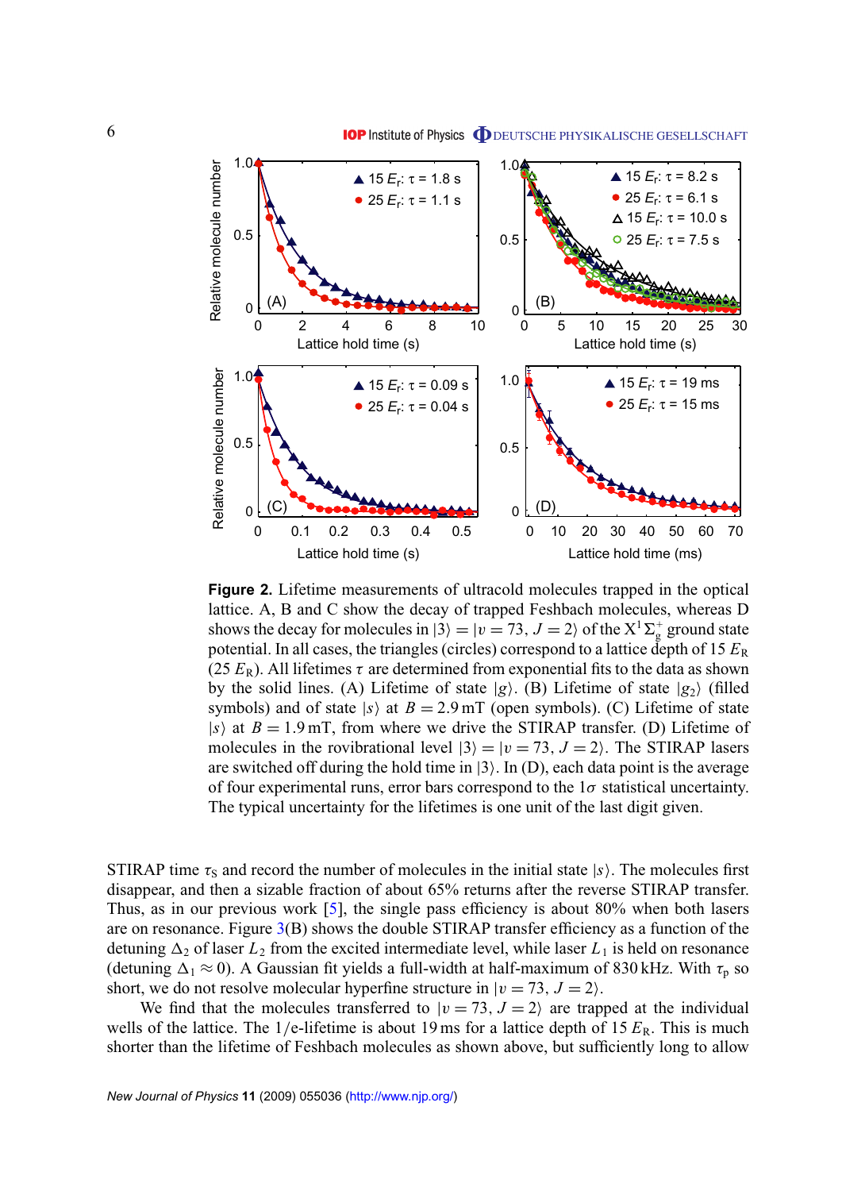**Figure 2.** Lifetime measurements of ultracold molecules trapped in the optical lattice. A, B and C show the decay of trapped Feshbach molecules, whereas D shows the decay for molecules in $|3\rangle = |v = 73, J = 2\rangle$ of the $X^1\Sigma_g^+$ ground state potential. In all cases, the triangles (circles) correspond to a lattice depth of 15 $E_R$ (25 $E_R$). All lifetimes $\tau$ are determined from exponential fits to the data as shown by the solid lines. (A) Lifetime of state $|g\rangle$. (B) Lifetime of state $|g_2\rangle$ (filled symbols) and of state $|s\rangle$ at $B = 2.9$ mT (open symbols). (C) Lifetime of state $|s\rangle$ at $B = 1.9$ mT, from where we drive the STIRAP transfer. (D) Lifetime of molecules in the rovibrational level $|3\rangle = |v = 73, J = 2\rangle$. The STIRAP lasers are switched off during the hold time in $|3\rangle$. In (D), each data point is the average of four experimental runs, error bars correspond to the $1\sigma$ statistical uncertainty. The typical uncertainty for the lifetimes is one unit of the last digit given.

STIRAP time $\tau_S$ and record the number of molecules in the initial state $|s\rangle$. The molecules first disappear, and then a sizable fraction of about 65% returns after the reverse STIRAP transfer. Thus, as in our previous work [5], the single pass efficiency is about 80% when both lasers are on resonance. Figure 3(B) shows the double STIRAP transfer efficiency as a function of the detuning $\Delta_2$ of laser $L_2$ from the excited intermediate level, while laser $L_1$ is held on resonance (detuning $\Delta_1 \approx 0$). A Gaussian fit yields a full-width at half-maximum of 830 kHz. With $\tau_p$ so short, we do not resolve molecular hyperfine structure in $|v = 73, J = 2\rangle$.

We find that the molecules transferred to $|v = 73, J = 2\rangle$ are trapped at the individual wells of the lattice. The $1/e$-lifetime is about 19 ms for a lattice depth of 15 $E_R$. This is much shorter than the lifetime of Feshbach molecules as shown above, but sufficiently long to allow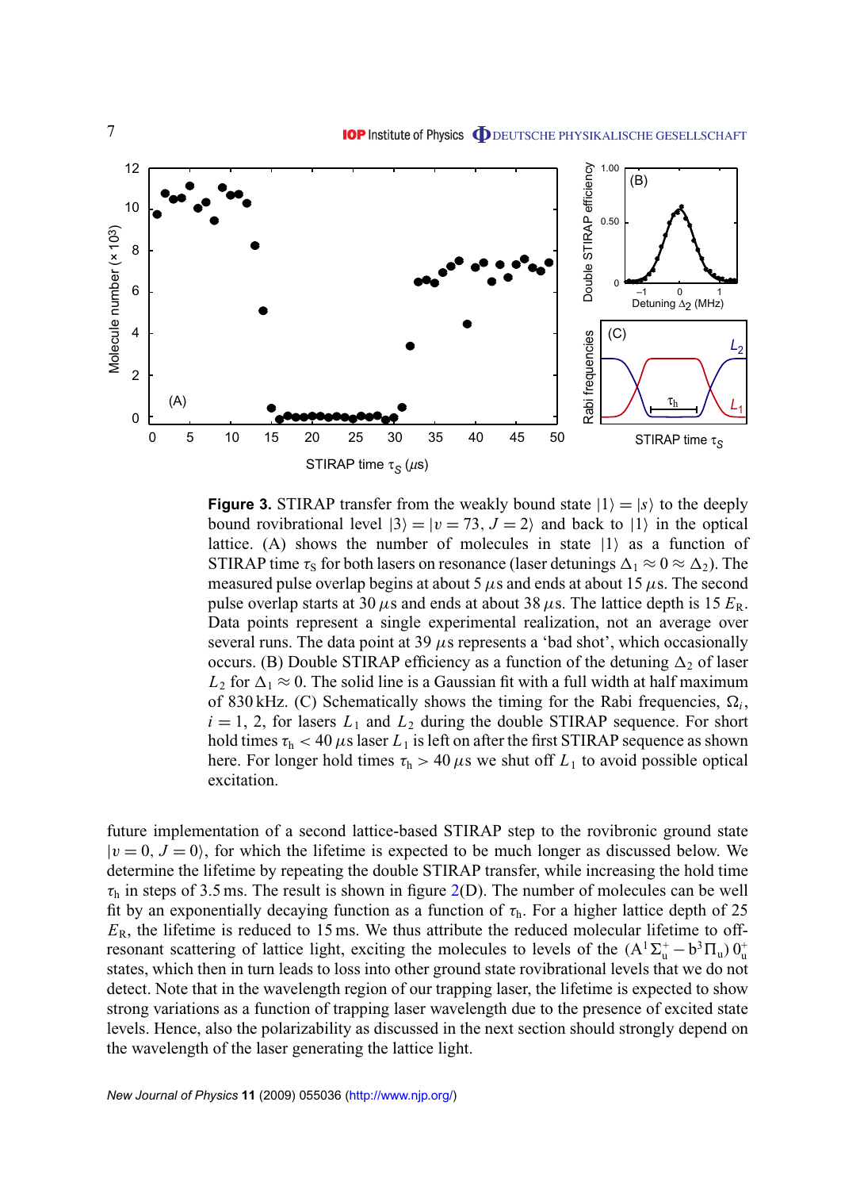**Figure 3.** STIRAP transfer from the weakly bound state $|1\rangle = |s\rangle$ to the deeply bound rovibrational level $|3\rangle = |v = 73, J = 2\rangle$ and back to $|1\rangle$ in the optical lattice. (A) shows the number of molecules in state $|1\rangle$ as a function of STIRAP time $\tau_S$ for both lasers on resonance (laser detunings $\Delta_1 \approx 0 \approx \Delta_2$). The measured pulse overlap begins at about 5 $\mu$s and ends at about 15 $\mu$s. The second pulse overlap starts at 30 $\mu$s and ends at about 38 $\mu$s. The lattice depth is 15 $E_R$. Data points represent a single experimental realization, not an average over several runs. The data point at 39 $\mu$s represents a 'bad shot', which occasionally occurs. (B) Double STIRAP efficiency as a function of the detuning $\Delta_2$ of laser $L_2$ for $\Delta_1 \approx 0$. The solid line is a Gaussian fit with a full width at half maximum of 830 kHz. (C) Schematically shows the timing for the Rabi frequencies, $\Omega_i$, $i = 1, 2$, for lasers $L_1$ and $L_2$ during the double STIRAP sequence. For short hold times $\tau_h < 40\ \mu$s laser $L_1$ is left on after the first STIRAP sequence as shown here. For longer hold times $\tau_h > 40\ \mu$s we shut off $L_1$ to avoid possible optical excitation.

future implementation of a second lattice-based STIRAP step to the rovibronic ground state $|v = 0, J = 0\rangle$, for which the lifetime is expected to be much longer as discussed below. We determine the lifetime by repeating the double STIRAP transfer, while increasing the hold time $\tau_h$ in steps of 3.5 ms. The result is shown in figure 2(D). The number of molecules can be well fit by an exponentially decaying function as a function of $\tau_h$. For a higher lattice depth of 25 $E_R$, the lifetime is reduced to 15 ms. We thus attribute the reduced molecular lifetime to off-resonant scattering of lattice light, exciting the molecules to levels of the $(A^1\Sigma_u^+ - b^3\Pi_u)\ 0_u^+$ states, which then in turn leads to loss into other ground state rovibrational levels that we do not detect. Note that in the wavelength region of our trapping laser, the lifetime is expected to show strong variations as a function of trapping laser wavelength due to the presence of excited state levels. Hence, also the polarizability as discussed in the next section should strongly depend on the wavelength of the laser generating the lattice light.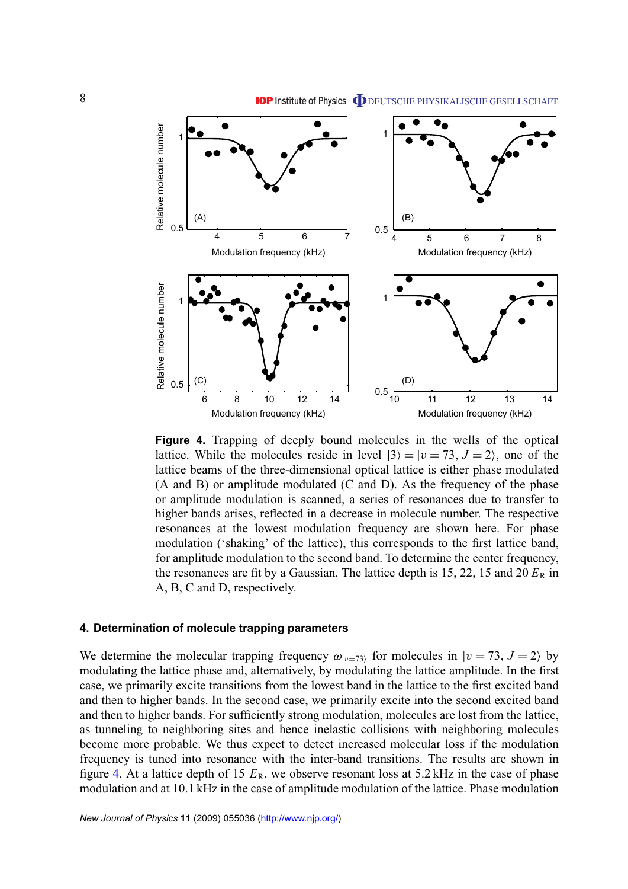**Figure 4.** Trapping of deeply bound molecules in the wells of the optical lattice. While the molecules reside in level $|3\rangle = |v = 73, J = 2\rangle$, one of the lattice beams of the three-dimensional optical lattice is either phase modulated (A and B) or amplitude modulated (C and D). As the frequency of the phase or amplitude modulation is scanned, a series of resonances due to transfer to higher bands arises, reflected in a decrease in molecule number. The respective resonances at the lowest modulation frequency are shown here. For phase modulation ('shaking' of the lattice), this corresponds to the first lattice band, for amplitude modulation to the second band. To determine the center frequency, the resonances are fit by a Gaussian. The lattice depth is 15, 22, 15 and 20 $E_R$ in A, B, C and D, respectively.

## 4. Determination of molecule trapping parameters

We determine the molecular trapping frequency $\omega_{|v=73\rangle}$ for molecules in $|v = 73, J = 2\rangle$ by modulating the lattice phase and, alternatively, by modulating the lattice amplitude. In the first case, we primarily excite transitions from the lowest band in the lattice to the first excited band and then to higher bands. In the second case, we primarily excite into the second excited band and then to higher bands. For sufficiently strong modulation, molecules are lost from the lattice, as tunneling to neighboring sites and hence inelastic collisions with neighboring molecules become more probable. We thus expect to detect increased molecular loss if the modulation frequency is tuned into resonance with the inter-band transitions. The results are shown in figure 4. At a lattice depth of 15 $E_R$, we observe resonant loss at 5.2 kHz in the case of phase modulation and at 10.1 kHz in the case of amplitude modulation of the lattice. Phase modulation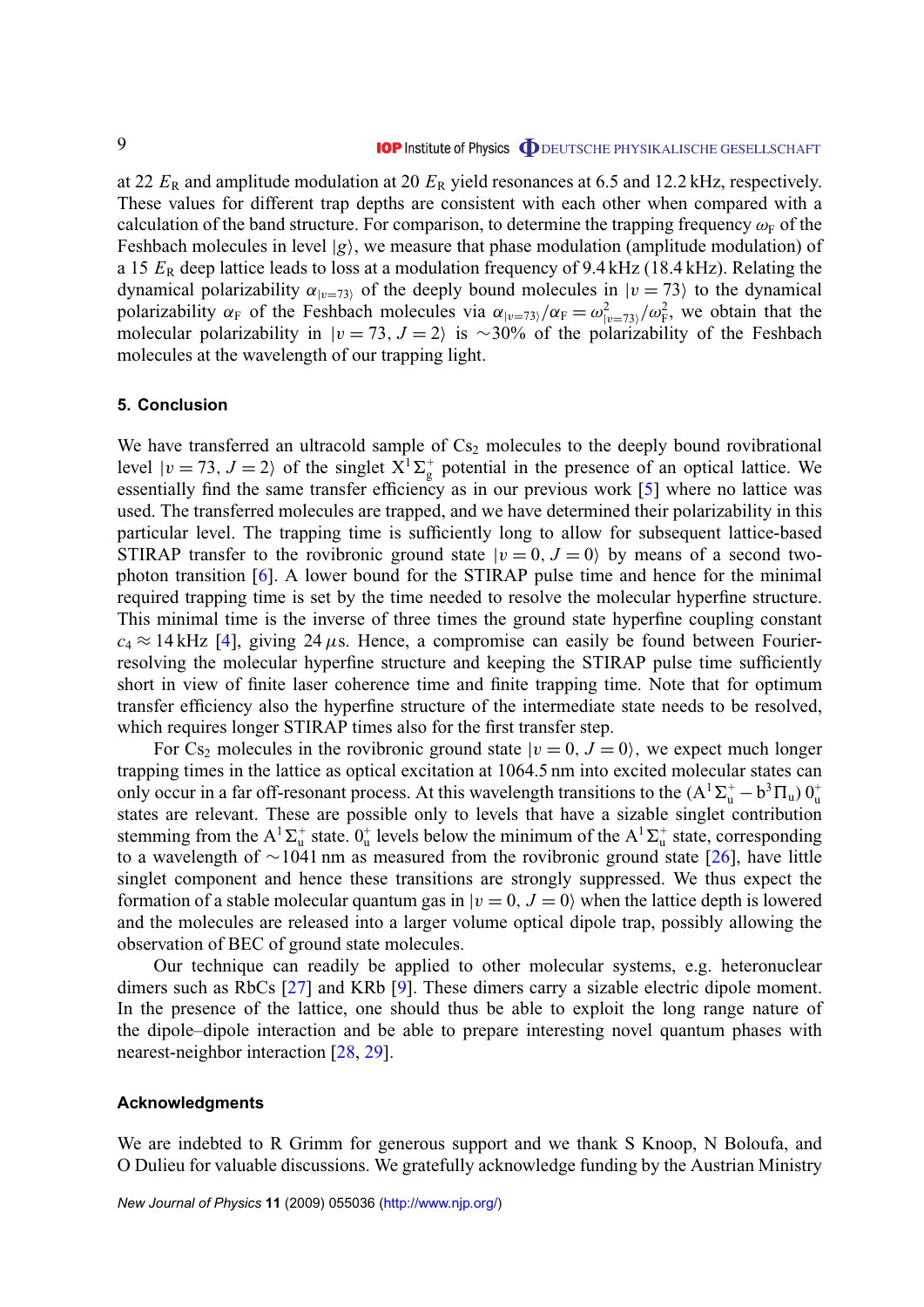at 22 $E_R$ and amplitude modulation at 20 $E_R$ yield resonances at 6.5 and 12.2 kHz, respectively. These values for different trap depths are consistent with each other when compared with a calculation of the band structure. For comparison, to determine the trapping frequency $\omega_F$ of the Feshbach molecules in level $|g\rangle$, we measure that phase modulation (amplitude modulation) of a 15 $E_R$ deep lattice leads to loss at a modulation frequency of 9.4 kHz (18.4 kHz). Relating the dynamical polarizability $\alpha_{|v=73\rangle}$ of the deeply bound molecules in $|v=73\rangle$ to the dynamical polarizability $\alpha_F$ of the Feshbach molecules via $\alpha_{|v=73\rangle}/\alpha_F = \omega^2_{|v=73\rangle}/\omega^2_F$, we obtain that the molecular polarizability in $|v=73, J=2\rangle$ is $\sim$30% of the polarizability of the Feshbach molecules at the wavelength of our trapping light.

## 5. Conclusion

We have transferred an ultracold sample of $Cs_2$ molecules to the deeply bound rovibrational level $|v=73, J=2\rangle$ of the singlet $X^1\Sigma_g^+$ potential in the presence of an optical lattice. We essentially find the same transfer efficiency as in our previous work [5] where no lattice was used. The transferred molecules are trapped, and we have determined their polarizability in this particular level. The trapping time is sufficiently long to allow for subsequent lattice-based STIRAP transfer to the rovibronic ground state $|v=0, J=0\rangle$ by means of a second two-photon transition [6]. A lower bound for the STIRAP pulse time and hence for the minimal required trapping time is set by the time needed to resolve the molecular hyperfine structure. This minimal time is the inverse of three times the ground state hyperfine coupling constant $c_4 \approx 14$ kHz [4], giving 24 $\mu$s. Hence, a compromise can easily be found between Fourier-resolving the molecular hyperfine structure and keeping the STIRAP pulse time sufficiently short in view of finite laser coherence time and finite trapping time. Note that for optimum transfer efficiency also the hyperfine structure of the intermediate state needs to be resolved, which requires longer STIRAP times also for the first transfer step.

For $Cs_2$ molecules in the rovibronic ground state $|v=0, J=0\rangle$, we expect much longer trapping times in the lattice as optical excitation at 1064.5 nm into excited molecular states can only occur in a far off-resonant process. At this wavelength transitions to the $(A^1\Sigma_u^+ - b^3\Pi_u)\ 0_u^+$ states are relevant. These are possible only to levels that have a sizable singlet contribution stemming from the $A^1\Sigma_u^+$ state. $0_u^+$ levels below the minimum of the $A^1\Sigma_u^+$ state, corresponding to a wavelength of $\sim$1041 nm as measured from the rovibronic ground state [26], have little singlet component and hence these transitions are strongly suppressed. We thus expect the formation of a stable molecular quantum gas in $|v=0, J=0\rangle$ when the lattice depth is lowered and the molecules are released into a larger volume optical dipole trap, possibly allowing the observation of BEC of ground state molecules.

Our technique can readily be applied to other molecular systems, e.g. heteronuclear dimers such as RbCs [27] and KRb [9]. These dimers carry a sizable electric dipole moment. In the presence of the lattice, one should thus be able to exploit the long range nature of the dipole–dipole interaction and be able to prepare interesting novel quantum phases with nearest-neighbor interaction [28, 29].

## Acknowledgments

We are indebted to R Grimm for generous support and we thank S Knoop, N Bouloufa, and O Dulieu for valuable discussions. We gratefully acknowledge funding by the Austrian Ministry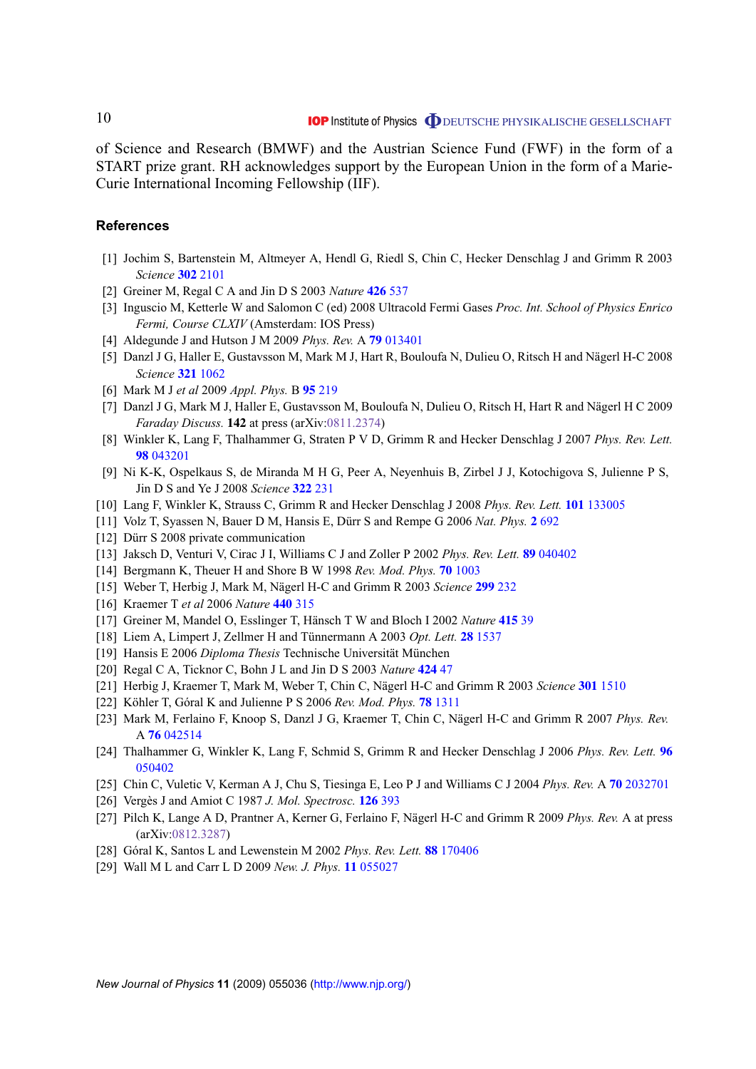of Science and Research (BMWF) and the Austrian Science Fund (FWF) in the form of a START prize grant. RH acknowledges support by the European Union in the form of a Marie-Curie International Incoming Fellowship (IIF).

## References

[1] Jochim S, Bartenstein M, Altmeyer A, Hendl G, Riedl S, Chin C, Hecker Denschlag J and Grimm R 2003 *Science* **302** 2101

[2] Greiner M, Regal C A and Jin D S 2003 *Nature* **426** 537

[3] Inguscio M, Ketterle W and Salomon C (ed) 2008 Ultracold Fermi Gases *Proc. Int. School of Physics Enrico Fermi, Course CLXIV* (Amsterdam: IOS Press)

[4] Aldegunde J and Hutson J M 2009 *Phys. Rev.* A **79** 013401

[5] Danzl J G, Haller E, Gustavsson M, Mark M J, Hart R, Bouloufa N, Dulieu O, Ritsch H and Nägerl H-C 2008 *Science* **321** 1062

[6] Mark M J *et al* 2009 *Appl. Phys.* B **95** 219

[7] Danzl J G, Mark M J, Haller E, Gustavsson M, Bouloufa N, Dulieu O, Ritsch H, Hart R and Nägerl H C 2009 *Faraday Discuss.* **142** at press (arXiv:0811.2374)

[8] Winkler K, Lang F, Thalhammer G, Straten P V D, Grimm R and Hecker Denschlag J 2007 *Phys. Rev. Lett.* **98** 043201

[9] Ni K-K, Ospelkaus S, de Miranda M H G, Peer A, Neyenhuis B, Zirbel J J, Kotochigova S, Julienne P S, Jin D S and Ye J 2008 *Science* **322** 231

[10] Lang F, Winkler K, Strauss C, Grimm R and Hecker Denschlag J 2008 *Phys. Rev. Lett.* **101** 133005

[11] Volz T, Syassen N, Bauer D M, Hansis E, Dürr S and Rempe G 2006 *Nat. Phys.* **2** 692

[12] Dürr S 2008 private communication

[13] Jaksch D, Venturi V, Cirac J I, Williams C J and Zoller P 2002 *Phys. Rev. Lett.* **89** 040402

[14] Bergmann K, Theuer H and Shore B W 1998 *Rev. Mod. Phys.* **70** 1003

[15] Weber T, Herbig J, Mark M, Nägerl H-C and Grimm R 2003 *Science* **299** 232

[16] Kraemer T *et al* 2006 *Nature* **440** 315

[17] Greiner M, Mandel O, Esslinger T, Hänsch T W and Bloch I 2002 *Nature* **415** 39

[18] Liem A, Limpert J, Zellmer H and Tünnermann A 2003 *Opt. Lett.* **28** 1537

[19] Hansis E 2006 *Diploma Thesis* Technische Universität München

[20] Regal C A, Ticknor C, Bohn J L and Jin D S 2003 *Nature* **424** 47

[21] Herbig J, Kraemer T, Mark M, Weber T, Chin C, Nägerl H-C and Grimm R 2003 *Science* **301** 1510

[22] Köhler T, Góral K and Julienne P S 2006 *Rev. Mod. Phys.* **78** 1311

[23] Mark M, Ferlaino F, Knoop S, Danzl J G, Kraemer T, Chin C, Nägerl H-C and Grimm R 2007 *Phys. Rev.* A **76** 042514

[24] Thalhammer G, Winkler K, Lang F, Schmid S, Grimm R and Hecker Denschlag J 2006 *Phys. Rev. Lett.* **96** 050402

[25] Chin C, Vuletic V, Kerman A J, Chu S, Tiesinga E, Leo P J and Williams C J 2004 *Phys. Rev.* A **70** 2032701

[26] Vergès J and Amiot C 1987 *J. Mol. Spectrosc.* **126** 393

[27] Pilch K, Lange A D, Prantner A, Kerner G, Ferlaino F, Nägerl H-C and Grimm R 2009 *Phys. Rev.* A at press (arXiv:0812.3287)

[28] Góral K, Santos L and Lewenstein M 2002 *Phys. Rev. Lett.* **88** 170406

[29] Wall M L and Carr L D 2009 *New. J. Phys.* **11** 055027